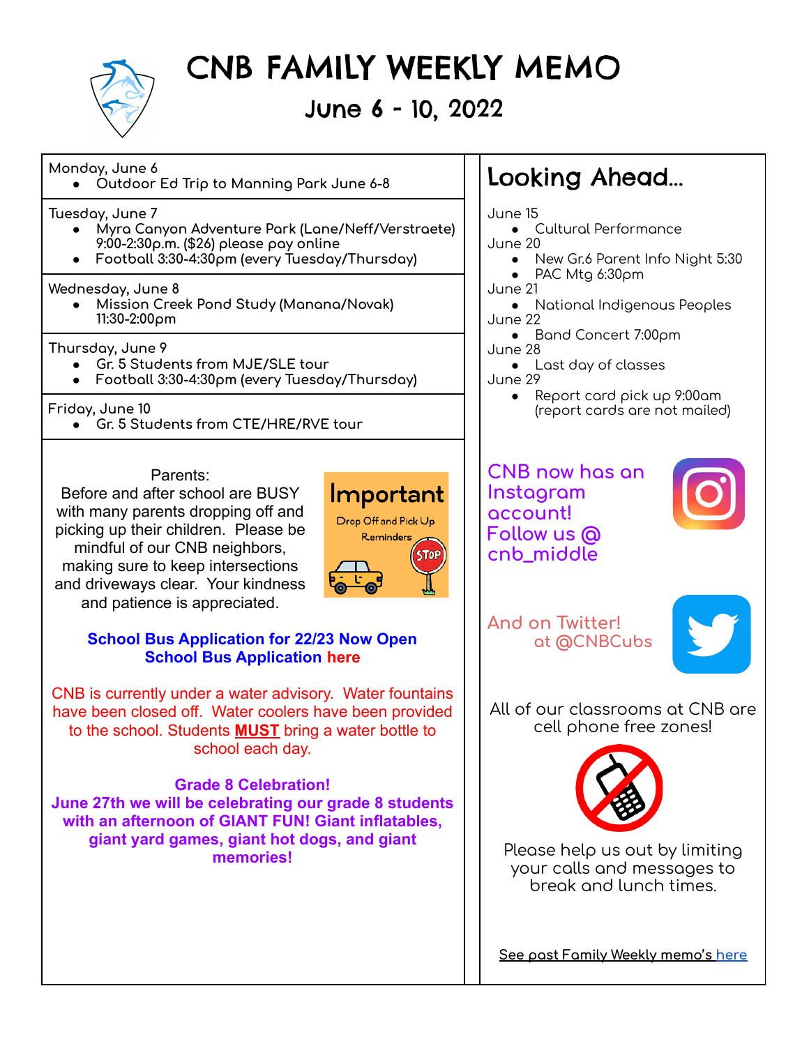# CNB FAMILY WEEKLY MEMO

## June 6 - 10, 2022

Monday, June 6

- Outdoor Ed Trip to Manning Park June 6-8

Tuesday, June 7

- Myra Canyon Adventure Park (Lane/Neff/Verstraete) 9:00-2:30p.m. ($26) please pay online
- Football 3:30-4:30pm (every Tuesday/Thursday)

Wednesday, June 8

- Mission Creek Pond Study (Manana/Novak) 11:30-2:00pm

Thursday, June 9

- Gr. 5 Students from MJE/SLE tour
- Football 3:30-4:30pm (every Tuesday/Thursday)

Friday, June 10

- Gr. 5 Students from CTE/HRE/RVE tour

Parents:
Before and after school are BUSY with many parents dropping off and picking up their children. Please be mindful of our CNB neighbors, making sure to keep intersections and driveways clear. Your kindness and patience is appreciated.

Important
Drop Off and Pick Up Reminders

**School Bus Application for 22/23 Now Open**
**School Bus Application here**

CNB is currently under a water advisory. Water fountains have been closed off. Water coolers have been provided to the school. Students **MUST** bring a water bottle to school each day.

**Grade 8 Celebration!**
**June 27th we will be celebrating our grade 8 students with an afternoon of GIANT FUN! Giant inflatables, giant yard games, giant hot dogs, and giant memories!**

## Looking Ahead...

June 15

- Cultural Performance

June 20

- New Gr.6 Parent Info Night 5:30
- PAC Mtg 6:30pm

June 21

- National Indigenous Peoples

June 22

- Band Concert 7:00pm

June 28

- Last day of classes

June 29

- Report card pick up 9:00am (report cards are not mailed)

CNB now has an Instagram account! Follow us @ cnb_middle

And on Twitter! at @CNBCubs

All of our classrooms at CNB are cell phone free zones!

Please help us out by limiting your calls and messages to break and lunch times.

See past Family Weekly memo's here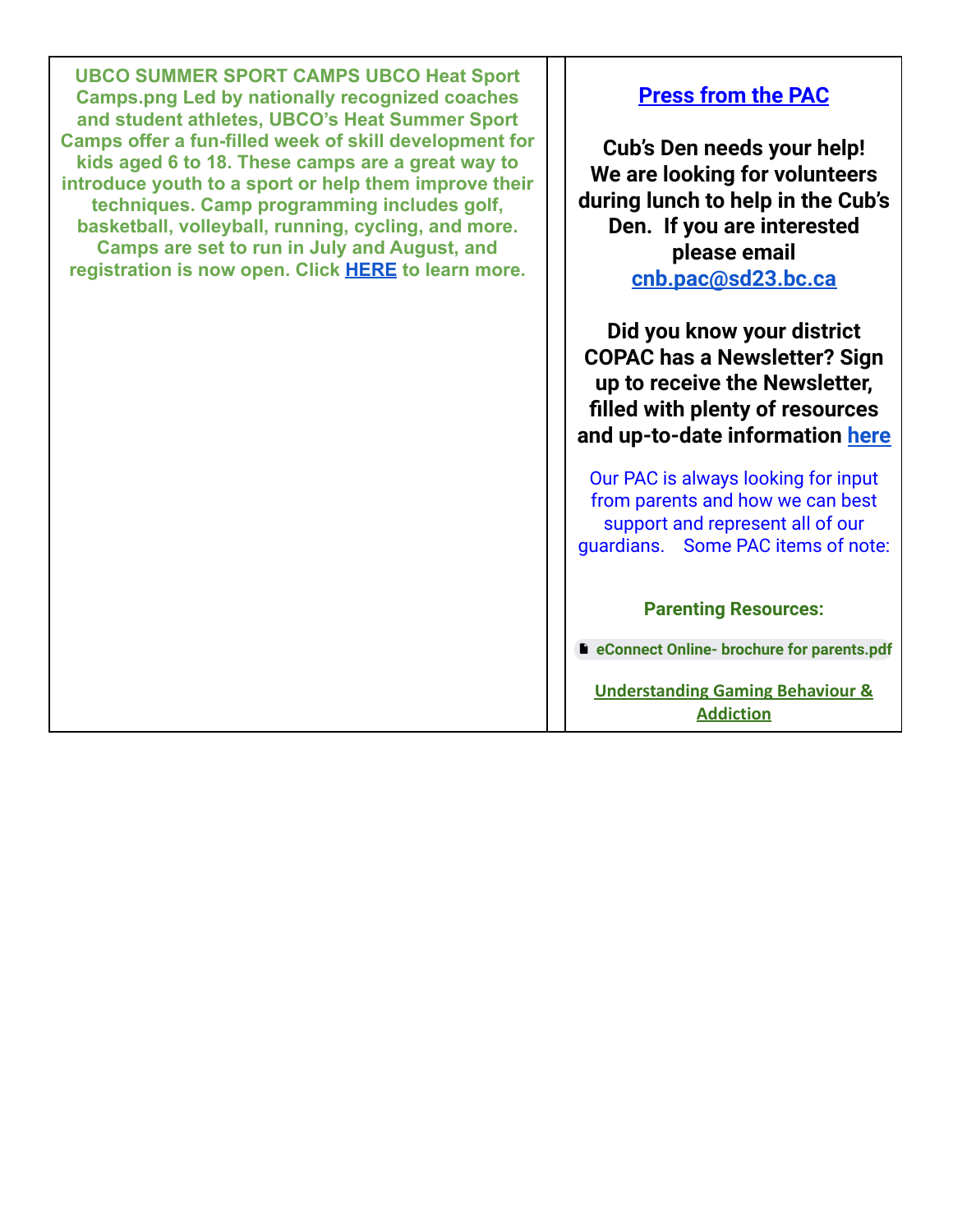**UBCO SUMMER SPORT CAMPS UBCO Heat Sport Camps.png Led by nationally recognized coaches and student athletes, UBCO's Heat Summer Sport Camps offer a fun-filled week of skill development for kids aged 6 to 18. These camps are a great way to introduce youth to a sport or help them improve their techniques. Camp programming includes golf, basketball, volleyball, running, cycling, and more. Camps are set to run in July and August, and registration is now open. Click HERE to learn more.**

## Press from the PAC

**Cub's Den needs your help! We are looking for volunteers during lunch to help in the Cub's Den. If you are interested please email cnb.pac@sd23.bc.ca**

**Did you know your district COPAC has a Newsletter? Sign up to receive the Newsletter, filled with plenty of resources and up-to-date information here**

Our PAC is always looking for input from parents and how we can best support and represent all of our guardians. Some PAC items of note:

**Parenting Resources:**

**eConnect Online- brochure for parents.pdf**

**Understanding Gaming Behaviour & Addiction**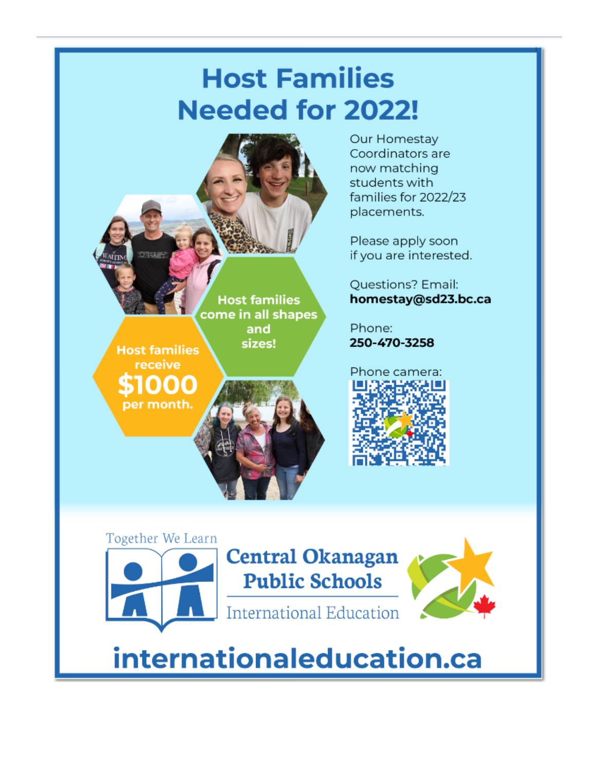# Host Families Needed for 2022!

Host families come in all shapes and sizes!

Host families receive **$1000** per month.

Our Homestay Coordinators are now matching students with families for 2022/23 placements.

Please apply soon if you are interested.

Questions? Email:
**homestay@sd23.bc.ca**

Phone:
**250-470-3258**

Phone camera:

Together We Learn

**Central Okanagan Public Schools**

International Education

**internationaleducation.ca**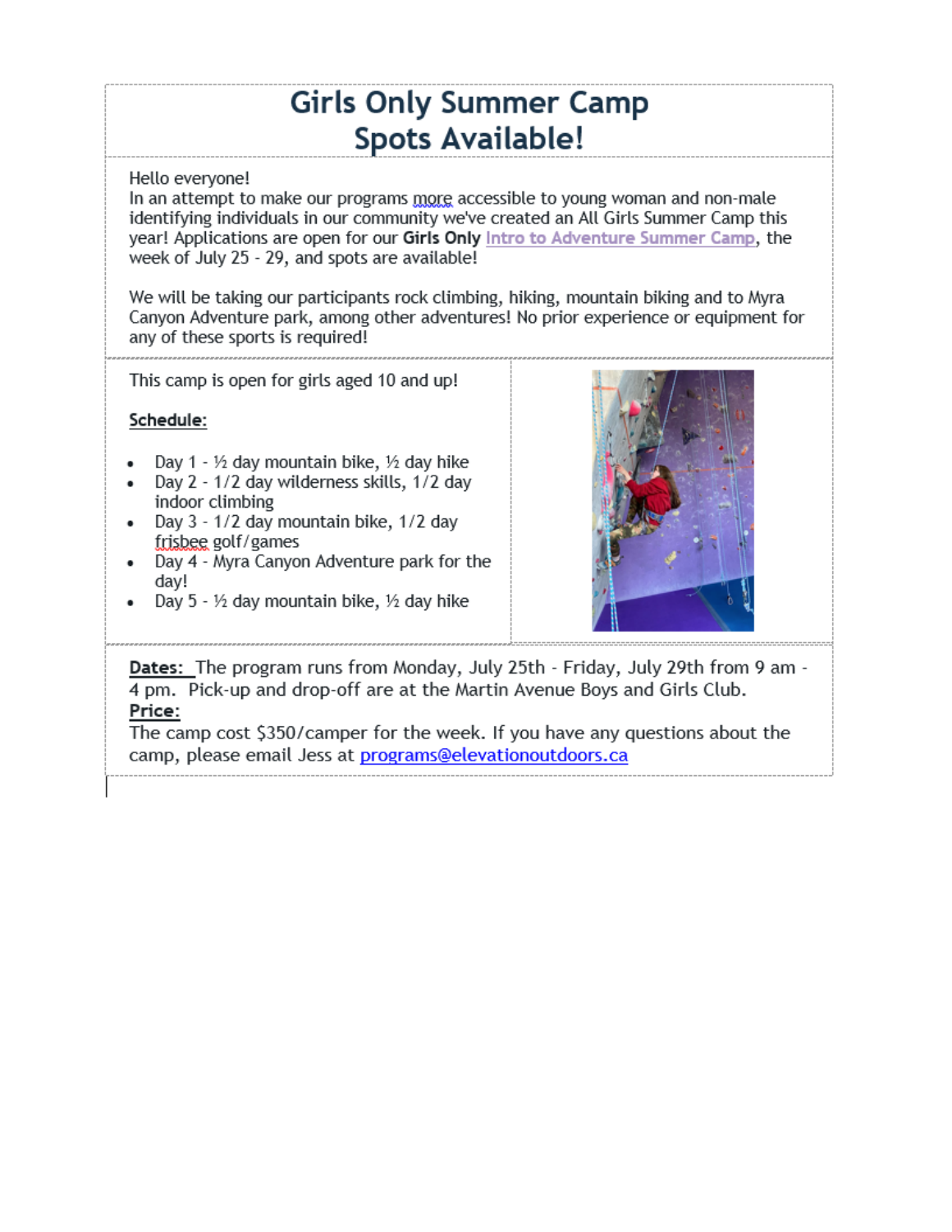# Girls Only Summer Camp
# Spots Available!

Hello everyone!
In an attempt to make our programs more accessible to young woman and non-male identifying individuals in our community we've created an All Girls Summer Camp this year! Applications are open for our **Girls Only** Intro to Adventure Summer Camp, the week of July 25 - 29, and spots are available!

We will be taking our participants rock climbing, hiking, mountain biking and to Myra Canyon Adventure park, among other adventures! No prior experience or equipment for any of these sports is required!

This camp is open for girls aged 10 and up!

**Schedule:**

- Day 1 - ½ day mountain bike, ½ day hike
- Day 2 - 1/2 day wilderness skills, 1/2 day indoor climbing
- Day 3 - 1/2 day mountain bike, 1/2 day frisbee golf/games
- Day 4 - Myra Canyon Adventure park for the day!
- Day 5 - ½ day mountain bike, ½ day hike

**Dates:** The program runs from Monday, July 25th - Friday, July 29th from 9 am - 4 pm. Pick-up and drop-off are at the Martin Avenue Boys and Girls Club.

**Price:**
The camp cost $350/camper for the week. If you have any questions about the camp, please email Jess at programs@elevationoutdoors.ca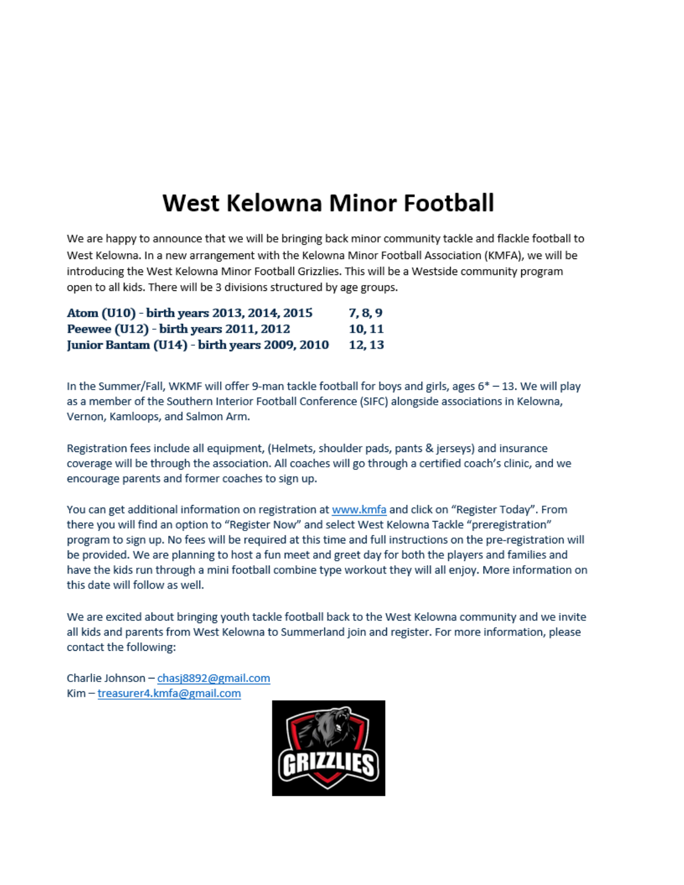# West Kelowna Minor Football

We are happy to announce that we will be bringing back minor community tackle and flackle football to West Kelowna. In a new arrangement with the Kelowna Minor Football Association (KMFA), we will be introducing the West Kelowna Minor Football Grizzlies. This will be a Westside community program open to all kids. There will be 3 divisions structured by age groups.

| | |
|---|---|
| **Atom (U10) - birth years 2013, 2014, 2015** | **7, 8, 9** |
| **Peewee (U12) - birth years 2011, 2012** | **10, 11** |
| **Junior Bantam (U14) - birth years 2009, 2010** | **12, 13** |

In the Summer/Fall, WKMF will offer 9-man tackle football for boys and girls, ages 6* – 13. We will play as a member of the Southern Interior Football Conference (SIFC) alongside associations in Kelowna, Vernon, Kamloops, and Salmon Arm.

Registration fees include all equipment, (Helmets, shoulder pads, pants & jerseys) and insurance coverage will be through the association. All coaches will go through a certified coach's clinic, and we encourage parents and former coaches to sign up.

You can get additional information on registration at www.kmfa and click on "Register Today". From there you will find an option to "Register Now" and select West Kelowna Tackle "preregistration" program to sign up. No fees will be required at this time and full instructions on the pre-registration will be provided. We are planning to host a fun meet and greet day for both the players and families and have the kids run through a mini football combine type workout they will all enjoy. More information on this date will follow as well.

We are excited about bringing youth tackle football back to the West Kelowna community and we invite all kids and parents from West Kelowna to Summerland join and register. For more information, please contact the following:

Charlie Johnson – chasj8892@gmail.com
Kim – treasurer4.kmfa@gmail.com

GRIZZLIES